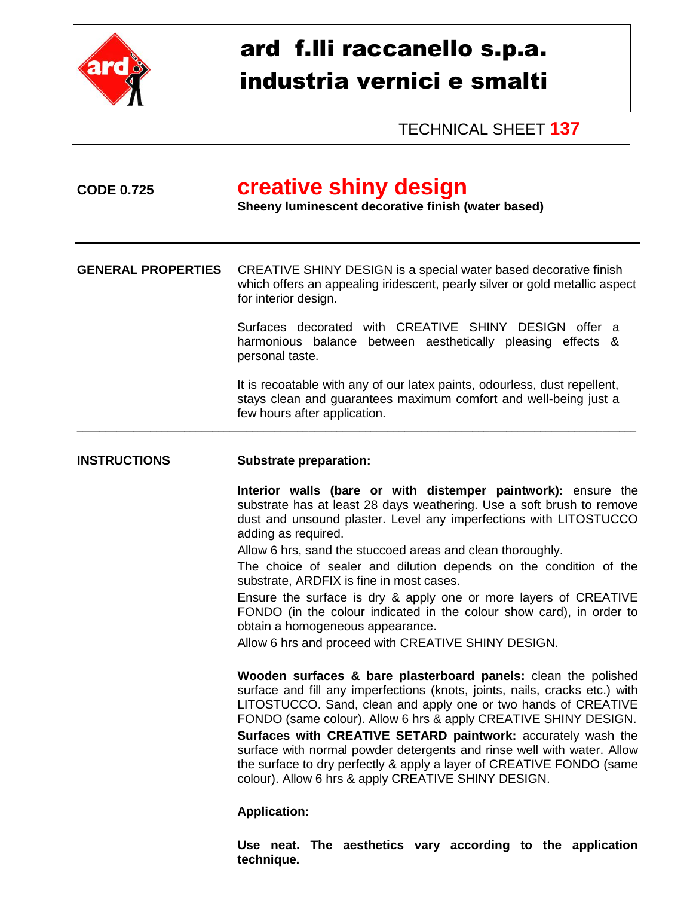# ard f.lli raccanello s.p.a.
# industria vernici e smalti

TECHNICAL SHEET **137**

**CODE 0.725**

## creative shiny design

**Sheeny luminescent decorative finish (water based)**

---

**GENERAL PROPERTIES**

CREATIVE SHINY DESIGN is a special water based decorative finish which offers an appealing iridescent, pearly silver or gold metallic aspect for interior design.

Surfaces decorated with CREATIVE SHINY DESIGN offer a harmonious balance between aesthetically pleasing effects & personal taste.

It is recoatable with any of our latex paints, odourless, dust repellent, stays clean and guarantees maximum comfort and well-being just a few hours after application.

---

**INSTRUCTIONS**

**Substrate preparation:**

**Interior walls (bare or with distemper paintwork):** ensure the substrate has at least 28 days weathering. Use a soft brush to remove dust and unsound plaster. Level any imperfections with LITOSTUCCO adding as required.

Allow 6 hrs, sand the stuccoed areas and clean thoroughly.

The choice of sealer and dilution depends on the condition of the substrate, ARDFIX is fine in most cases.

Ensure the surface is dry & apply one or more layers of CREATIVE FONDO (in the colour indicated in the colour show card), in order to obtain a homogeneous appearance.

Allow 6 hrs and proceed with CREATIVE SHINY DESIGN.

**Wooden surfaces & bare plasterboard panels:** clean the polished surface and fill any imperfections (knots, joints, nails, cracks etc.) with LITOSTUCCO. Sand, clean and apply one or two hands of CREATIVE FONDO (same colour). Allow 6 hrs & apply CREATIVE SHINY DESIGN.

**Surfaces with CREATIVE SETARD paintwork:** accurately wash the surface with normal powder detergents and rinse well with water. Allow the surface to dry perfectly & apply a layer of CREATIVE FONDO (same colour). Allow 6 hrs & apply CREATIVE SHINY DESIGN.

**Application:**

**Use neat. The aesthetics vary according to the application technique.**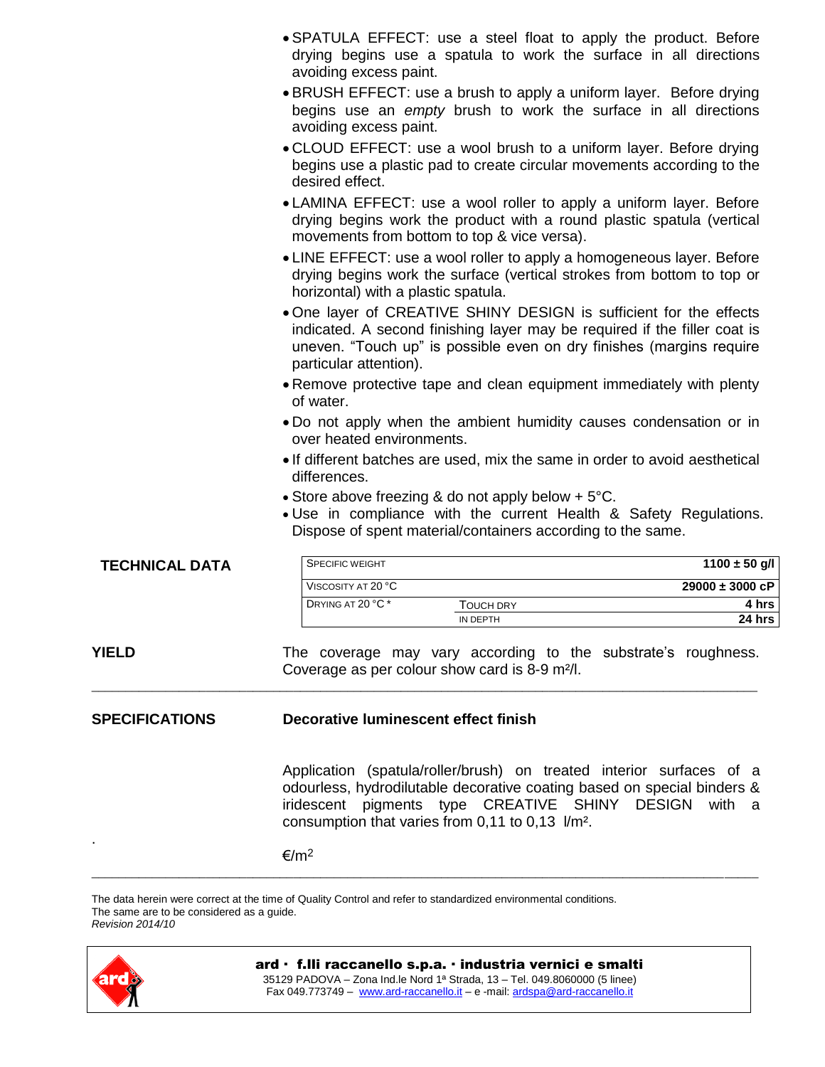- SPATULA EFFECT: use a steel float to apply the product. Before drying begins use a spatula to work the surface in all directions avoiding excess paint.
- BRUSH EFFECT: use a brush to apply a uniform layer. Before drying begins use an *empty* brush to work the surface in all directions avoiding excess paint.
- CLOUD EFFECT: use a wool brush to a uniform layer. Before drying begins use a plastic pad to create circular movements according to the desired effect.
- LAMINA EFFECT: use a wool roller to apply a uniform layer. Before drying begins work the product with a round plastic spatula (vertical movements from bottom to top & vice versa).
- LINE EFFECT: use a wool roller to apply a homogeneous layer. Before drying begins work the surface (vertical strokes from bottom to top or horizontal) with a plastic spatula.
- One layer of CREATIVE SHINY DESIGN is sufficient for the effects indicated. A second finishing layer may be required if the filler coat is uneven. "Touch up" is possible even on dry finishes (margins require particular attention).
- Remove protective tape and clean equipment immediately with plenty of water.
- Do not apply when the ambient humidity causes condensation or in over heated environments.
- If different batches are used, mix the same in order to avoid aesthetical differences.
- Store above freezing & do not apply below + 5°C.
- Use in compliance with the current Health & Safety Regulations. Dispose of spent material/containers according to the same.

**TECHNICAL DATA**

| | | |
|---|---|---|
| SPECIFIC WEIGHT | | **1100 ± 50 g/l** |
| VISCOSITY AT 20 °C | | **29000 ± 3000 cP** |
| DRYING AT 20 °C * | TOUCH DRY | **4 hrs** |
| | IN DEPTH | **24 hrs** |

**YIELD**

The coverage may vary according to the substrate's roughness. Coverage as per colour show card is 8-9 m²/l.

---

**SPECIFICATIONS**

**Decorative luminescent effect finish**

Application (spatula/roller/brush) on treated interior surfaces of a odourless, hydrodilutable decorative coating based on special binders & iridescent pigments type CREATIVE SHINY DESIGN with a consumption that varies from 0,11 to 0,13 l/m².

€/m²

---

The data herein were correct at the time of Quality Control and refer to standardized environmental conditions.
The same are to be considered as a guide.
*Revision 2014/10*

**ard · f.lli raccanello s.p.a. · industria vernici e smalti**
35129 PADOVA – Zona Ind.le Nord 1ª Strada, 13 – Tel. 049.8060000 (5 linee)
Fax 049.773749 – www.ard-raccanello.it – e -mail: ardspa@ard-raccanello.it